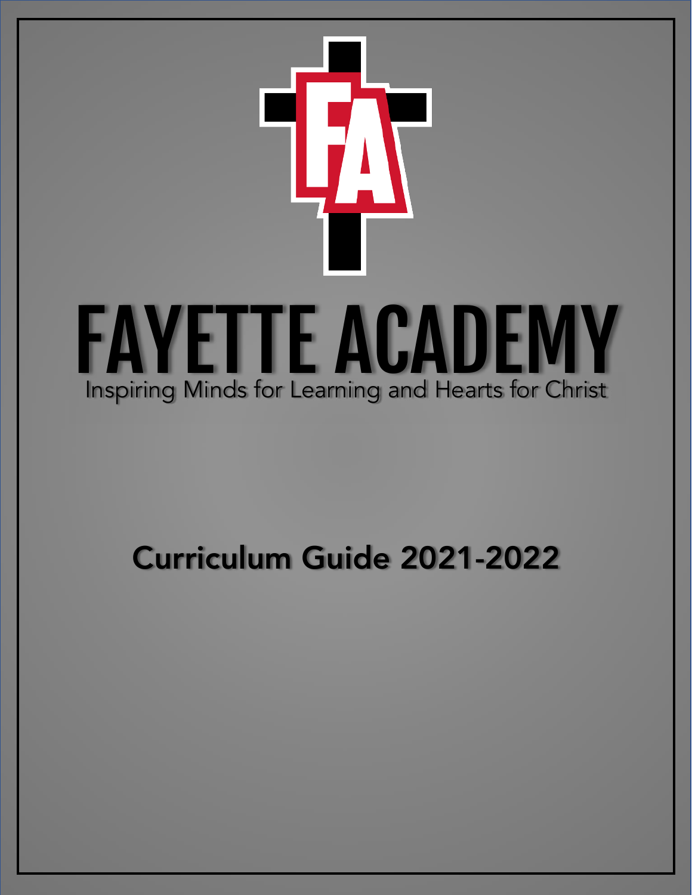# FAYETTE ACADEMY

Inspiring Minds for Learning and Hearts for Christ

## Curriculum Guide 2021-2022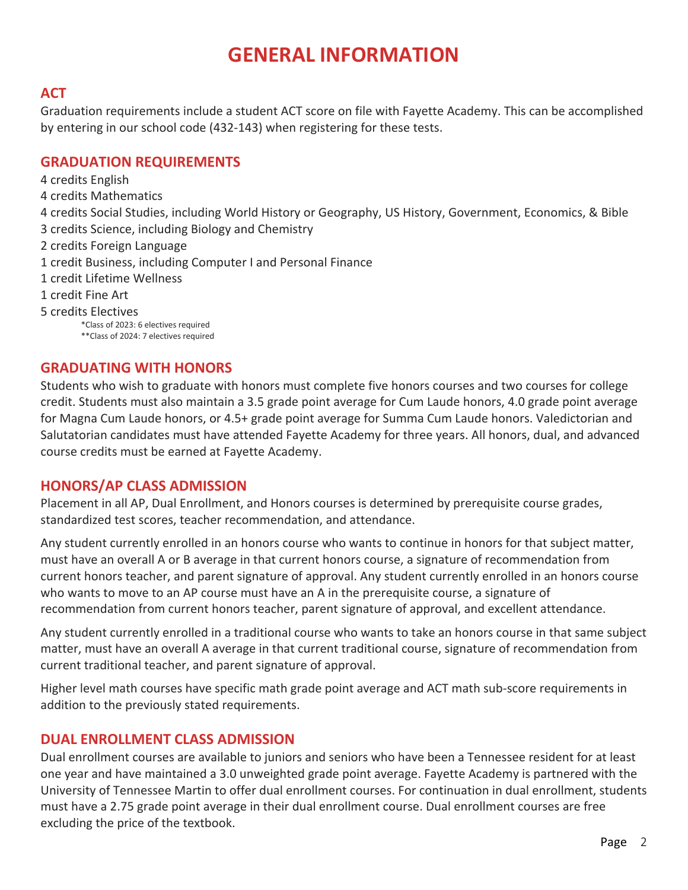# GENERAL INFORMATION

## ACT

Graduation requirements include a student ACT score on file with Fayette Academy. This can be accomplished by entering in our school code (432-143) when registering for these tests.

## GRADUATION REQUIREMENTS

4 credits English
4 credits Mathematics
4 credits Social Studies, including World History or Geography, US History, Government, Economics, & Bible
3 credits Science, including Biology and Chemistry
2 credits Foreign Language
1 credit Business, including Computer I and Personal Finance
1 credit Lifetime Wellness
1 credit Fine Art
5 credits Electives

*Class of 2023: 6 electives required
**Class of 2024: 7 electives required

## GRADUATING WITH HONORS

Students who wish to graduate with honors must complete five honors courses and two courses for college credit. Students must also maintain a 3.5 grade point average for Cum Laude honors, 4.0 grade point average for Magna Cum Laude honors, or 4.5+ grade point average for Summa Cum Laude honors. Valedictorian and Salutatorian candidates must have attended Fayette Academy for three years. All honors, dual, and advanced course credits must be earned at Fayette Academy.

## HONORS/AP CLASS ADMISSION

Placement in all AP, Dual Enrollment, and Honors courses is determined by prerequisite course grades, standardized test scores, teacher recommendation, and attendance.

Any student currently enrolled in an honors course who wants to continue in honors for that subject matter, must have an overall A or B average in that current honors course, a signature of recommendation from current honors teacher, and parent signature of approval. Any student currently enrolled in an honors course who wants to move to an AP course must have an A in the prerequisite course, a signature of recommendation from current honors teacher, parent signature of approval, and excellent attendance.

Any student currently enrolled in a traditional course who wants to take an honors course in that same subject matter, must have an overall A average in that current traditional course, signature of recommendation from current traditional teacher, and parent signature of approval.

Higher level math courses have specific math grade point average and ACT math sub-score requirements in addition to the previously stated requirements.

## DUAL ENROLLMENT CLASS ADMISSION

Dual enrollment courses are available to juniors and seniors who have been a Tennessee resident for at least one year and have maintained a 3.0 unweighted grade point average. Fayette Academy is partnered with the University of Tennessee Martin to offer dual enrollment courses. For continuation in dual enrollment, students must have a 2.75 grade point average in their dual enrollment course. Dual enrollment courses are free excluding the price of the textbook.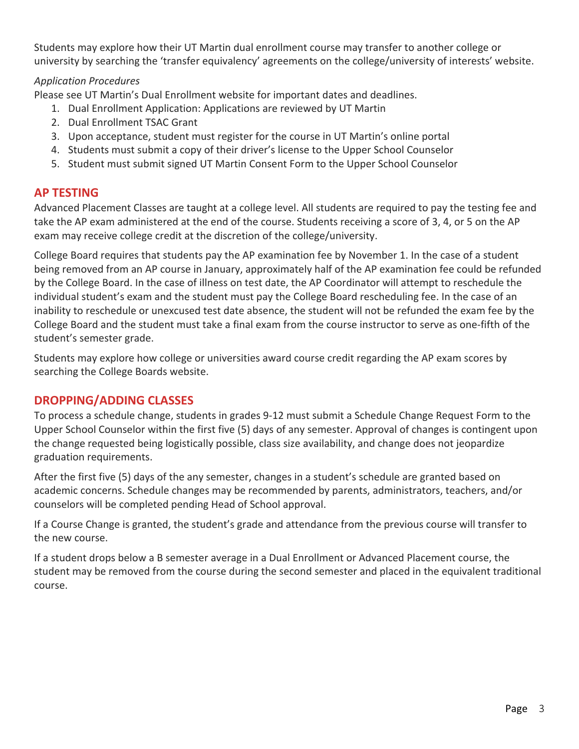Students may explore how their UT Martin dual enrollment course may transfer to another college or university by searching the 'transfer equivalency' agreements on the college/university of interests' website.

*Application Procedures*

Please see UT Martin's Dual Enrollment website for important dates and deadlines.

1. Dual Enrollment Application: Applications are reviewed by UT Martin
2. Dual Enrollment TSAC Grant
3. Upon acceptance, student must register for the course in UT Martin's online portal
4. Students must submit a copy of their driver's license to the Upper School Counselor
5. Student must submit signed UT Martin Consent Form to the Upper School Counselor

## AP TESTING

Advanced Placement Classes are taught at a college level. All students are required to pay the testing fee and take the AP exam administered at the end of the course. Students receiving a score of 3, 4, or 5 on the AP exam may receive college credit at the discretion of the college/university.

College Board requires that students pay the AP examination fee by November 1. In the case of a student being removed from an AP course in January, approximately half of the AP examination fee could be refunded by the College Board. In the case of illness on test date, the AP Coordinator will attempt to reschedule the individual student's exam and the student must pay the College Board rescheduling fee. In the case of an inability to reschedule or unexcused test date absence, the student will not be refunded the exam fee by the College Board and the student must take a final exam from the course instructor to serve as one-fifth of the student's semester grade.

Students may explore how college or universities award course credit regarding the AP exam scores by searching the College Boards website.

## DROPPING/ADDING CLASSES

To process a schedule change, students in grades 9-12 must submit a Schedule Change Request Form to the Upper School Counselor within the first five (5) days of any semester. Approval of changes is contingent upon the change requested being logistically possible, class size availability, and change does not jeopardize graduation requirements.

After the first five (5) days of the any semester, changes in a student's schedule are granted based on academic concerns. Schedule changes may be recommended by parents, administrators, teachers, and/or counselors will be completed pending Head of School approval.

If a Course Change is granted, the student's grade and attendance from the previous course will transfer to the new course.

If a student drops below a B semester average in a Dual Enrollment or Advanced Placement course, the student may be removed from the course during the second semester and placed in the equivalent traditional course.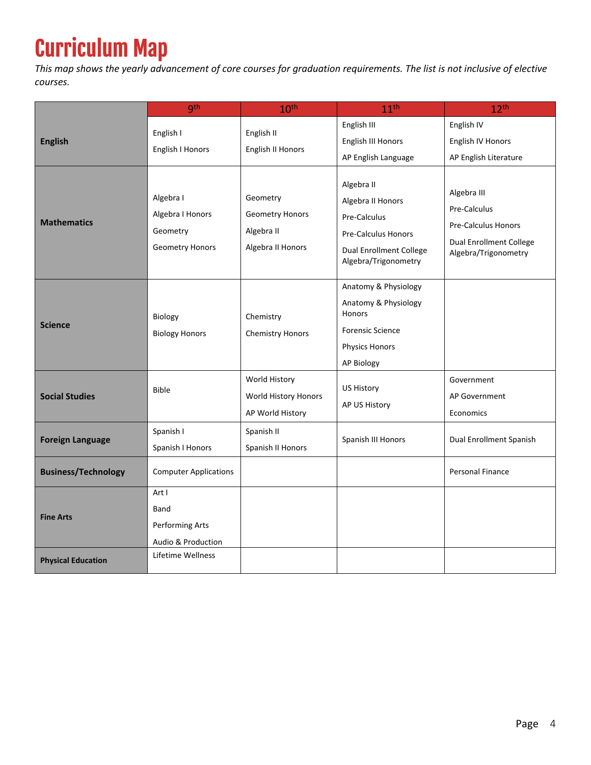# Curriculum Map

*This map shows the yearly advancement of core courses for graduation requirements. The list is not inclusive of elective courses.*

| | 9th | 10th | 11th | 12th |
|---|---|---|---|---|
| **English** | English I<br>English I Honors | English II<br>English II Honors | English III<br>English III Honors<br>AP English Language | English IV<br>English IV Honors<br>AP English Literature |
| **Mathematics** | Algebra I<br>Algebra I Honors<br>Geometry<br>Geometry Honors | Geometry<br>Geometry Honors<br>Algebra II<br>Algebra II Honors | Algebra II<br>Algebra II Honors<br>Pre-Calculus<br>Pre-Calculus Honors<br>Dual Enrollment College Algebra/Trigonometry | Algebra III<br>Pre-Calculus<br>Pre-Calculus Honors<br>Dual Enrollment College Algebra/Trigonometry |
| **Science** | Biology<br>Biology Honors | Chemistry<br>Chemistry Honors | Anatomy & Physiology<br>Anatomy & Physiology Honors<br>Forensic Science<br>Physics Honors<br>AP Biology | |
| **Social Studies** | Bible | World History<br>World History Honors<br>AP World History | US History<br>AP US History | Government<br>AP Government<br>Economics |
| **Foreign Language** | Spanish I<br>Spanish I Honors | Spanish II<br>Spanish II Honors | Spanish III Honors | Dual Enrollment Spanish |
| **Business/Technology** | Computer Applications | | | Personal Finance |
| **Fine Arts** | Art I<br>Band<br>Performing Arts<br>Audio & Production | | | |
| **Physical Education** | Lifetime Wellness | | | |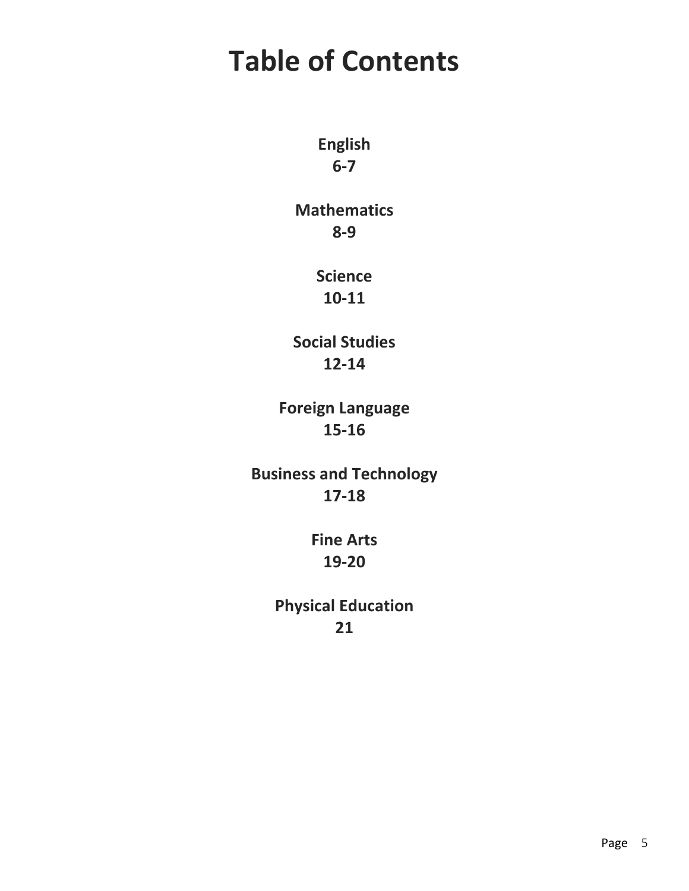# Table of Contents

**English**
**6-7**

**Mathematics**
**8-9**

**Science**
**10-11**

**Social Studies**
**12-14**

**Foreign Language**
**15-16**

**Business and Technology**
**17-18**

**Fine Arts**
**19-20**

**Physical Education**
**21**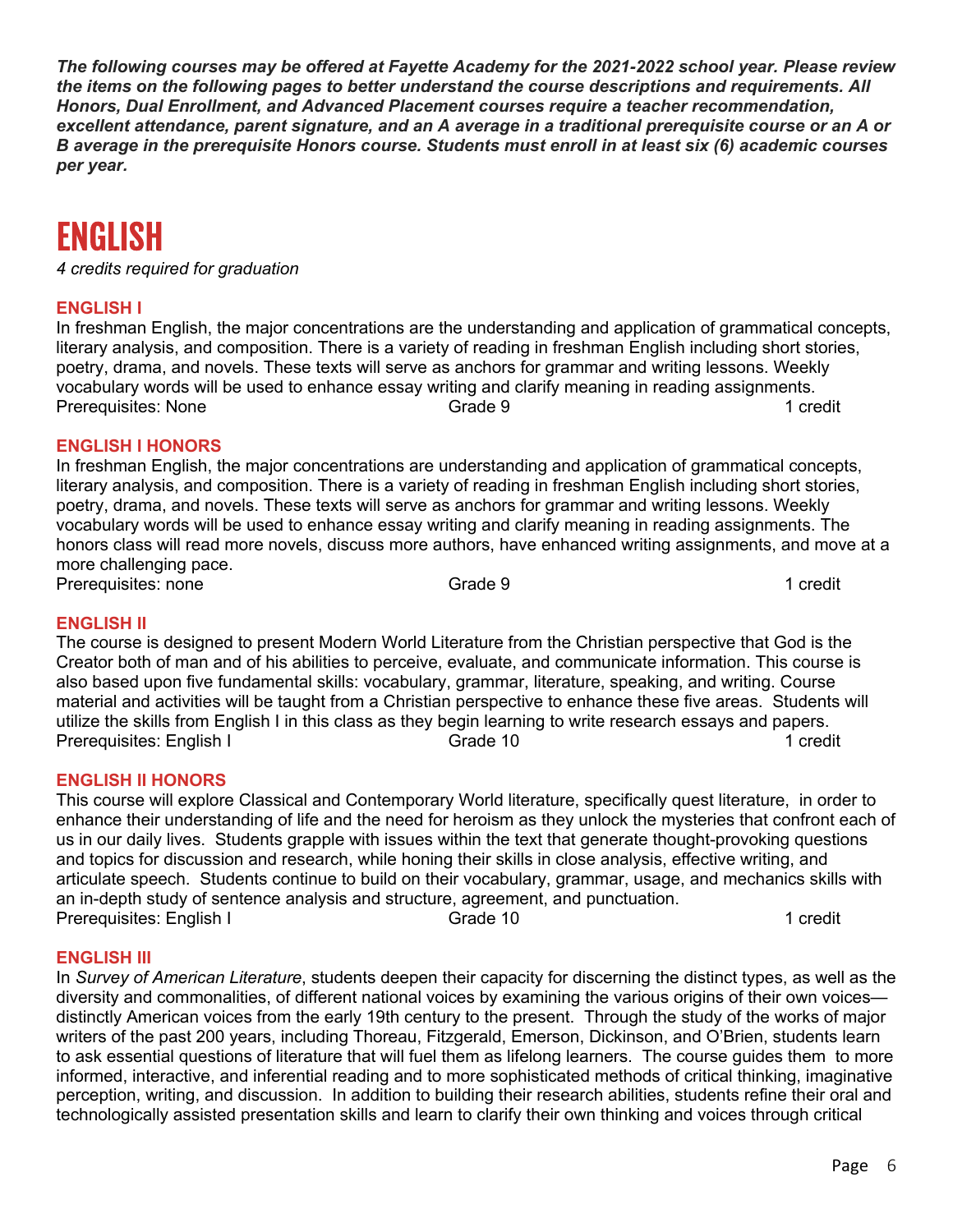***The following courses may be offered at Fayette Academy for the 2021-2022 school year. Please review the items on the following pages to better understand the course descriptions and requirements. All Honors, Dual Enrollment, and Advanced Placement courses require a teacher recommendation, excellent attendance, parent signature, and an A average in a traditional prerequisite course or an A or B average in the prerequisite Honors course. Students must enroll in at least six (6) academic courses per year.***

# ENGLISH

*4 credits required for graduation*

### ENGLISH I

In freshman English, the major concentrations are the understanding and application of grammatical concepts, literary analysis, and composition. There is a variety of reading in freshman English including short stories, poetry, drama, and novels. These texts will serve as anchors for grammar and writing lessons. Weekly vocabulary words will be used to enhance essay writing and clarify meaning in reading assignments.

Prerequisites: None | Grade 9 | 1 credit

### ENGLISH I HONORS

In freshman English, the major concentrations are understanding and application of grammatical concepts, literary analysis, and composition. There is a variety of reading in freshman English including short stories, poetry, drama, and novels. These texts will serve as anchors for grammar and writing lessons. Weekly vocabulary words will be used to enhance essay writing and clarify meaning in reading assignments. The honors class will read more novels, discuss more authors, have enhanced writing assignments, and move at a more challenging pace.

Prerequisites: none | Grade 9 | 1 credit

### ENGLISH II

The course is designed to present Modern World Literature from the Christian perspective that God is the Creator both of man and of his abilities to perceive, evaluate, and communicate information. This course is also based upon five fundamental skills: vocabulary, grammar, literature, speaking, and writing. Course material and activities will be taught from a Christian perspective to enhance these five areas. Students will utilize the skills from English I in this class as they begin learning to write research essays and papers.

Prerequisites: English I | Grade 10 | 1 credit

### ENGLISH II HONORS

This course will explore Classical and Contemporary World literature, specifically quest literature, in order to enhance their understanding of life and the need for heroism as they unlock the mysteries that confront each of us in our daily lives. Students grapple with issues within the text that generate thought-provoking questions and topics for discussion and research, while honing their skills in close analysis, effective writing, and articulate speech. Students continue to build on their vocabulary, grammar, usage, and mechanics skills with an in-depth study of sentence analysis and structure, agreement, and punctuation.

Prerequisites: English I | Grade 10 | 1 credit

### ENGLISH III

In *Survey of American Literature*, students deepen their capacity for discerning the distinct types, as well as the diversity and commonalities, of different national voices by examining the various origins of their own voices—distinctly American voices from the early 19th century to the present. Through the study of the works of major writers of the past 200 years, including Thoreau, Fitzgerald, Emerson, Dickinson, and O'Brien, students learn to ask essential questions of literature that will fuel them as lifelong learners. The course guides them to more informed, interactive, and inferential reading and to more sophisticated methods of critical thinking, imaginative perception, writing, and discussion. In addition to building their research abilities, students refine their oral and technologically assisted presentation skills and learn to clarify their own thinking and voices through critical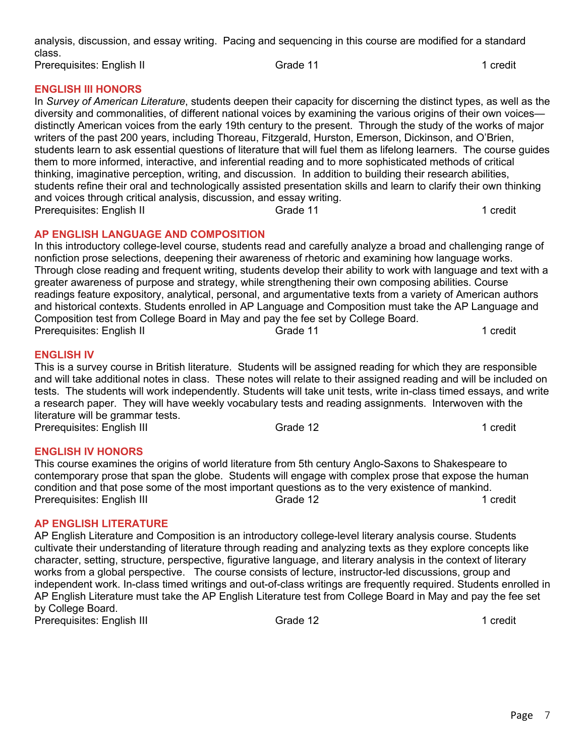analysis, discussion, and essay writing. Pacing and sequencing in this course are modified for a standard class.

Prerequisites: English II  Grade 11  1 credit

### ENGLISH III HONORS

In *Survey of American Literature*, students deepen their capacity for discerning the distinct types, as well as the diversity and commonalities, of different national voices by examining the various origins of their own voices—distinctly American voices from the early 19th century to the present. Through the study of the works of major writers of the past 200 years, including Thoreau, Fitzgerald, Hurston, Emerson, Dickinson, and O'Brien, students learn to ask essential questions of literature that will fuel them as lifelong learners. The course guides them to more informed, interactive, and inferential reading and to more sophisticated methods of critical thinking, imaginative perception, writing, and discussion. In addition to building their research abilities, students refine their oral and technologically assisted presentation skills and learn to clarify their own thinking and voices through critical analysis, discussion, and essay writing.

Prerequisites: English II  Grade 11  1 credit

### AP ENGLISH LANGUAGE AND COMPOSITION

In this introductory college-level course, students read and carefully analyze a broad and challenging range of nonfiction prose selections, deepening their awareness of rhetoric and examining how language works. Through close reading and frequent writing, students develop their ability to work with language and text with a greater awareness of purpose and strategy, while strengthening their own composing abilities. Course readings feature expository, analytical, personal, and argumentative texts from a variety of American authors and historical contexts. Students enrolled in AP Language and Composition must take the AP Language and Composition test from College Board in May and pay the fee set by College Board.

Prerequisites: English II  Grade 11  1 credit

### ENGLISH IV

This is a survey course in British literature. Students will be assigned reading for which they are responsible and will take additional notes in class. These notes will relate to their assigned reading and will be included on tests. The students will work independently. Students will take unit tests, write in-class timed essays, and write a research paper. They will have weekly vocabulary tests and reading assignments. Interwoven with the literature will be grammar tests.

Prerequisites: English III  Grade 12  1 credit

### ENGLISH IV HONORS

This course examines the origins of world literature from 5th century Anglo-Saxons to Shakespeare to contemporary prose that span the globe. Students will engage with complex prose that expose the human condition and that pose some of the most important questions as to the very existence of mankind.

Prerequisites: English III  Grade 12  1 credit

### AP ENGLISH LITERATURE

AP English Literature and Composition is an introductory college-level literary analysis course. Students cultivate their understanding of literature through reading and analyzing texts as they explore concepts like character, setting, structure, perspective, figurative language, and literary analysis in the context of literary works from a global perspective. The course consists of lecture, instructor-led discussions, group and independent work. In-class timed writings and out-of-class writings are frequently required. Students enrolled in AP English Literature must take the AP English Literature test from College Board in May and pay the fee set by College Board.

Prerequisites: English III  Grade 12  1 credit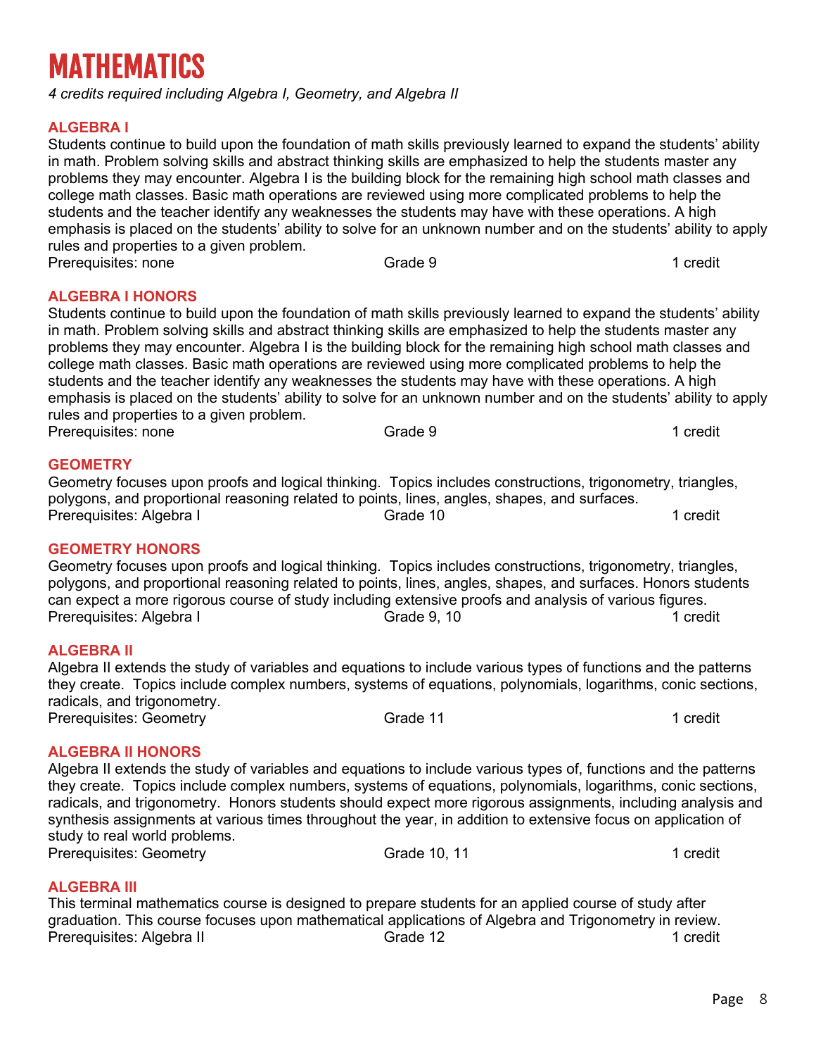# MATHEMATICS

*4 credits required including Algebra I, Geometry, and Algebra II*

### ALGEBRA I

Students continue to build upon the foundation of math skills previously learned to expand the students' ability in math. Problem solving skills and abstract thinking skills are emphasized to help the students master any problems they may encounter. Algebra I is the building block for the remaining high school math classes and college math classes. Basic math operations are reviewed using more complicated problems to help the students and the teacher identify any weaknesses the students may have with these operations. A high emphasis is placed on the students' ability to solve for an unknown number and on the students' ability to apply rules and properties to a given problem.

Prerequisites: none | Grade 9 | 1 credit

### ALGEBRA I HONORS

Students continue to build upon the foundation of math skills previously learned to expand the students' ability in math. Problem solving skills and abstract thinking skills are emphasized to help the students master any problems they may encounter. Algebra I is the building block for the remaining high school math classes and college math classes. Basic math operations are reviewed using more complicated problems to help the students and the teacher identify any weaknesses the students may have with these operations. A high emphasis is placed on the students' ability to solve for an unknown number and on the students' ability to apply rules and properties to a given problem.

Prerequisites: none | Grade 9 | 1 credit

### GEOMETRY

Geometry focuses upon proofs and logical thinking. Topics includes constructions, trigonometry, triangles, polygons, and proportional reasoning related to points, lines, angles, shapes, and surfaces.

Prerequisites: Algebra I | Grade 10 | 1 credit

### GEOMETRY HONORS

Geometry focuses upon proofs and logical thinking. Topics includes constructions, trigonometry, triangles, polygons, and proportional reasoning related to points, lines, angles, shapes, and surfaces. Honors students can expect a more rigorous course of study including extensive proofs and analysis of various figures.

Prerequisites: Algebra I | Grade 9, 10 | 1 credit

### ALGEBRA II

Algebra II extends the study of variables and equations to include various types of functions and the patterns they create. Topics include complex numbers, systems of equations, polynomials, logarithms, conic sections, radicals, and trigonometry.

Prerequisites: Geometry | Grade 11 | 1 credit

### ALGEBRA II HONORS

Algebra II extends the study of variables and equations to include various types of, functions and the patterns they create. Topics include complex numbers, systems of equations, polynomials, logarithms, conic sections, radicals, and trigonometry. Honors students should expect more rigorous assignments, including analysis and synthesis assignments at various times throughout the year, in addition to extensive focus on application of study to real world problems.

Prerequisites: Geometry | Grade 10, 11 | 1 credit

### ALGEBRA III

This terminal mathematics course is designed to prepare students for an applied course of study after graduation. This course focuses upon mathematical applications of Algebra and Trigonometry in review.

Prerequisites: Algebra II | Grade 12 | 1 credit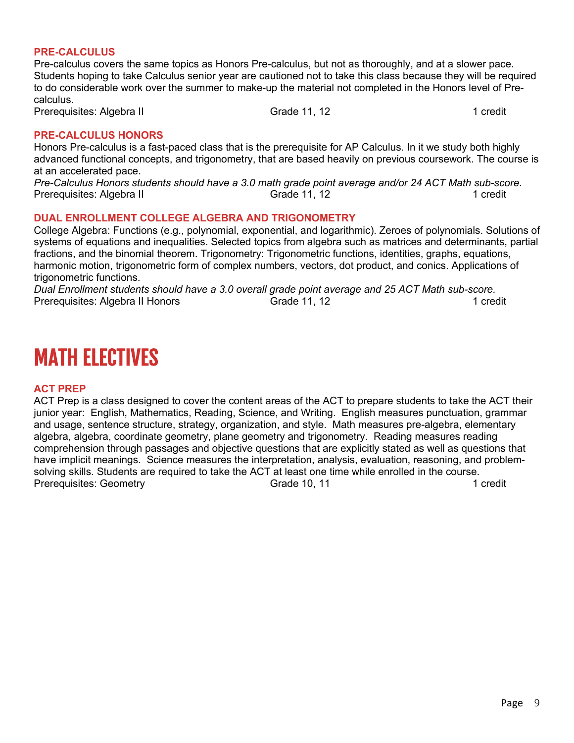### PRE-CALCULUS

Pre-calculus covers the same topics as Honors Pre-calculus, but not as thoroughly, and at a slower pace. Students hoping to take Calculus senior year are cautioned not to take this class because they will be required to do considerable work over the summer to make-up the material not completed in the Honors level of Pre-calculus.

Prerequisites: Algebra II    Grade 11, 12    1 credit

### PRE-CALCULUS HONORS

Honors Pre-calculus is a fast-paced class that is the prerequisite for AP Calculus. In it we study both highly advanced functional concepts, and trigonometry, that are based heavily on previous coursework. The course is at an accelerated pace.

*Pre-Calculus Honors students should have a 3.0 math grade point average and/or 24 ACT Math sub-score.*

Prerequisites: Algebra II    Grade 11, 12    1 credit

### DUAL ENROLLMENT COLLEGE ALGEBRA AND TRIGONOMETRY

College Algebra: Functions (e.g., polynomial, exponential, and logarithmic). Zeroes of polynomials. Solutions of systems of equations and inequalities. Selected topics from algebra such as matrices and determinants, partial fractions, and the binomial theorem. Trigonometry: Trigonometric functions, identities, graphs, equations, harmonic motion, trigonometric form of complex numbers, vectors, dot product, and conics. Applications of trigonometric functions.

*Dual Enrollment students should have a 3.0 overall grade point average and 25 ACT Math sub-score.*

Prerequisites: Algebra II Honors    Grade 11, 12    1 credit

# MATH ELECTIVES

### ACT PREP

ACT Prep is a class designed to cover the content areas of the ACT to prepare students to take the ACT their junior year: English, Mathematics, Reading, Science, and Writing. English measures punctuation, grammar and usage, sentence structure, strategy, organization, and style. Math measures pre-algebra, elementary algebra, algebra, coordinate geometry, plane geometry and trigonometry. Reading measures reading comprehension through passages and objective questions that are explicitly stated as well as questions that have implicit meanings. Science measures the interpretation, analysis, evaluation, reasoning, and problem-solving skills. Students are required to take the ACT at least one time while enrolled in the course.

Prerequisites: Geometry    Grade 10, 11    1 credit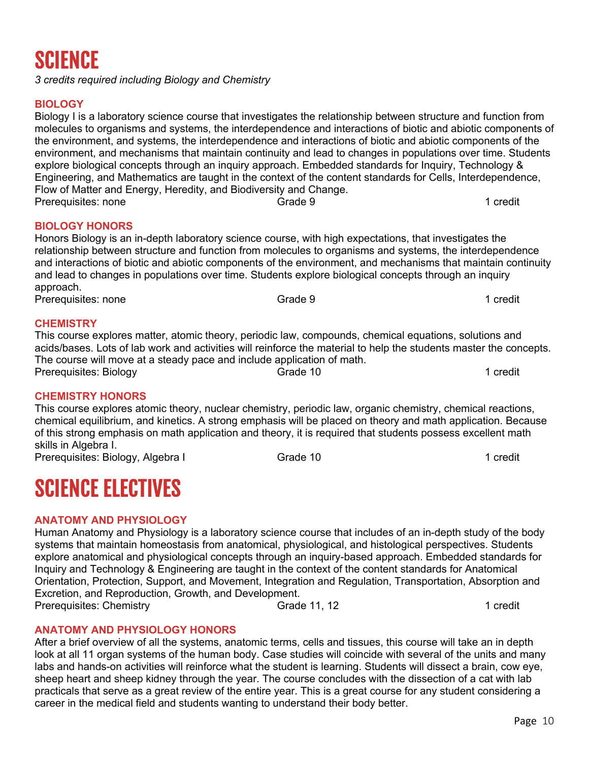# SCIENCE

*3 credits required including Biology and Chemistry*

### BIOLOGY

Biology I is a laboratory science course that investigates the relationship between structure and function from molecules to organisms and systems, the interdependence and interactions of biotic and abiotic components of the environment, and systems, the interdependence and interactions of biotic and abiotic components of the environment, and mechanisms that maintain continuity and lead to changes in populations over time. Students explore biological concepts through an inquiry approach. Embedded standards for Inquiry, Technology & Engineering, and Mathematics are taught in the context of the content standards for Cells, Interdependence, Flow of Matter and Energy, Heredity, and Biodiversity and Change.

Prerequisites: none | Grade 9 | 1 credit

### BIOLOGY HONORS

Honors Biology is an in-depth laboratory science course, with high expectations, that investigates the relationship between structure and function from molecules to organisms and systems, the interdependence and interactions of biotic and abiotic components of the environment, and mechanisms that maintain continuity and lead to changes in populations over time. Students explore biological concepts through an inquiry approach.

Prerequisites: none | Grade 9 | 1 credit

### CHEMISTRY

This course explores matter, atomic theory, periodic law, compounds, chemical equations, solutions and acids/bases. Lots of lab work and activities will reinforce the material to help the students master the concepts. The course will move at a steady pace and include application of math.

Prerequisites: Biology | Grade 10 | 1 credit

### CHEMISTRY HONORS

This course explores atomic theory, nuclear chemistry, periodic law, organic chemistry, chemical reactions, chemical equilibrium, and kinetics. A strong emphasis will be placed on theory and math application. Because of this strong emphasis on math application and theory, it is required that students possess excellent math skills in Algebra I.

Prerequisites: Biology, Algebra I | Grade 10 | 1 credit

# SCIENCE ELECTIVES

### ANATOMY AND PHYSIOLOGY

Human Anatomy and Physiology is a laboratory science course that includes of an in-depth study of the body systems that maintain homeostasis from anatomical, physiological, and histological perspectives. Students explore anatomical and physiological concepts through an inquiry-based approach. Embedded standards for Inquiry and Technology & Engineering are taught in the context of the content standards for Anatomical Orientation, Protection, Support, and Movement, Integration and Regulation, Transportation, Absorption and Excretion, and Reproduction, Growth, and Development.

Prerequisites: Chemistry | Grade 11, 12 | 1 credit

### ANATOMY AND PHYSIOLOGY HONORS

After a brief overview of all the systems, anatomic terms, cells and tissues, this course will take an in depth look at all 11 organ systems of the human body. Case studies will coincide with several of the units and many labs and hands-on activities will reinforce what the student is learning. Students will dissect a brain, cow eye, sheep heart and sheep kidney through the year. The course concludes with the dissection of a cat with lab practicals that serve as a great review of the entire year. This is a great course for any student considering a career in the medical field and students wanting to understand their body better.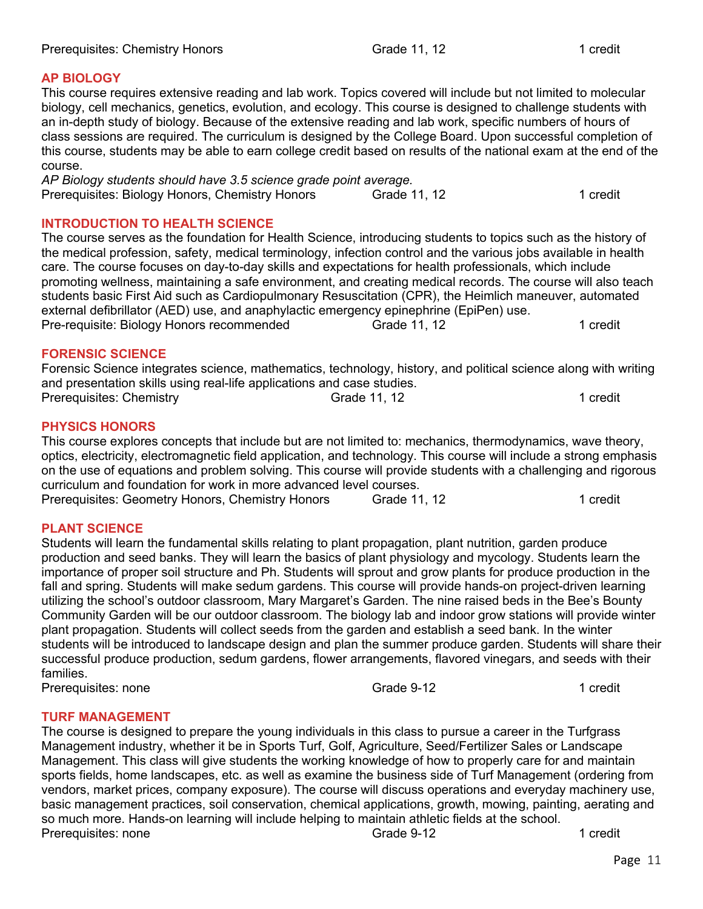Prerequisites: Chemistry Honors Grade 11, 12 1 credit

## AP BIOLOGY

This course requires extensive reading and lab work. Topics covered will include but not limited to molecular biology, cell mechanics, genetics, evolution, and ecology. This course is designed to challenge students with an in-depth study of biology. Because of the extensive reading and lab work, specific numbers of hours of class sessions are required. The curriculum is designed by the College Board. Upon successful completion of this course, students may be able to earn college credit based on results of the national exam at the end of the course.

*AP Biology students should have 3.5 science grade point average.*

Prerequisites: Biology Honors, Chemistry Honors Grade 11, 12 1 credit

## INTRODUCTION TO HEALTH SCIENCE

The course serves as the foundation for Health Science, introducing students to topics such as the history of the medical profession, safety, medical terminology, infection control and the various jobs available in health care. The course focuses on day-to-day skills and expectations for health professionals, which include promoting wellness, maintaining a safe environment, and creating medical records. The course will also teach students basic First Aid such as Cardiopulmonary Resuscitation (CPR), the Heimlich maneuver, automated external defibrillator (AED) use, and anaphylactic emergency epinephrine (EpiPen) use.

Pre-requisite: Biology Honors recommended Grade 11, 12 1 credit

## FORENSIC SCIENCE

Forensic Science integrates science, mathematics, technology, history, and political science along with writing and presentation skills using real-life applications and case studies.

Prerequisites: Chemistry Grade 11, 12 1 credit

## PHYSICS HONORS

This course explores concepts that include but are not limited to: mechanics, thermodynamics, wave theory, optics, electricity, electromagnetic field application, and technology. This course will include a strong emphasis on the use of equations and problem solving. This course will provide students with a challenging and rigorous curriculum and foundation for work in more advanced level courses.

Prerequisites: Geometry Honors, Chemistry Honors Grade 11, 12 1 credit

## PLANT SCIENCE

Students will learn the fundamental skills relating to plant propagation, plant nutrition, garden produce production and seed banks. They will learn the basics of plant physiology and mycology. Students learn the importance of proper soil structure and Ph. Students will sprout and grow plants for produce production in the fall and spring. Students will make sedum gardens. This course will provide hands-on project-driven learning utilizing the school's outdoor classroom, Mary Margaret's Garden. The nine raised beds in the Bee's Bounty Community Garden will be our outdoor classroom. The biology lab and indoor grow stations will provide winter plant propagation. Students will collect seeds from the garden and establish a seed bank. In the winter students will be introduced to landscape design and plan the summer produce garden. Students will share their successful produce production, sedum gardens, flower arrangements, flavored vinegars, and seeds with their families.

Prerequisites: none Grade 9-12 1 credit

## TURF MANAGEMENT

The course is designed to prepare the young individuals in this class to pursue a career in the Turfgrass Management industry, whether it be in Sports Turf, Golf, Agriculture, Seed/Fertilizer Sales or Landscape Management. This class will give students the working knowledge of how to properly care for and maintain sports fields, home landscapes, etc. as well as examine the business side of Turf Management (ordering from vendors, market prices, company exposure). The course will discuss operations and everyday machinery use, basic management practices, soil conservation, chemical applications, growth, mowing, painting, aerating and so much more. Hands-on learning will include helping to maintain athletic fields at the school.

Prerequisites: none Grade 9-12 1 credit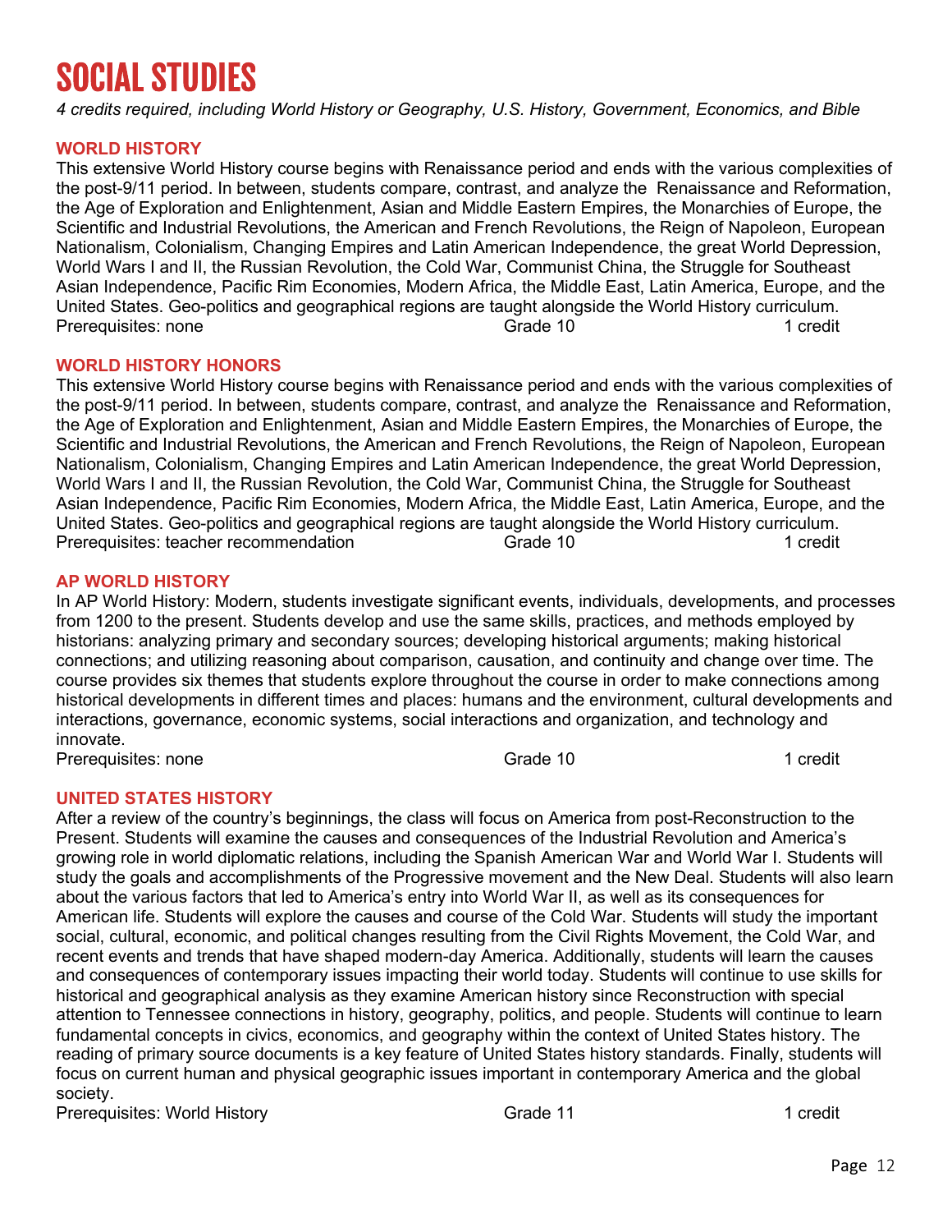# SOCIAL STUDIES

*4 credits required, including World History or Geography, U.S. History, Government, Economics, and Bible*

## WORLD HISTORY

This extensive World History course begins with Renaissance period and ends with the various complexities of the post-9/11 period. In between, students compare, contrast, and analyze the Renaissance and Reformation, the Age of Exploration and Enlightenment, Asian and Middle Eastern Empires, the Monarchies of Europe, the Scientific and Industrial Revolutions, the American and French Revolutions, the Reign of Napoleon, European Nationalism, Colonialism, Changing Empires and Latin American Independence, the great World Depression, World Wars I and II, the Russian Revolution, the Cold War, Communist China, the Struggle for Southeast Asian Independence, Pacific Rim Economies, Modern Africa, the Middle East, Latin America, Europe, and the United States. Geo-politics and geographical regions are taught alongside the World History curriculum.

Prerequisites: none | Grade 10 | 1 credit

## WORLD HISTORY HONORS

This extensive World History course begins with Renaissance period and ends with the various complexities of the post-9/11 period. In between, students compare, contrast, and analyze the Renaissance and Reformation, the Age of Exploration and Enlightenment, Asian and Middle Eastern Empires, the Monarchies of Europe, the Scientific and Industrial Revolutions, the American and French Revolutions, the Reign of Napoleon, European Nationalism, Colonialism, Changing Empires and Latin American Independence, the great World Depression, World Wars I and II, the Russian Revolution, the Cold War, Communist China, the Struggle for Southeast Asian Independence, Pacific Rim Economies, Modern Africa, the Middle East, Latin America, Europe, and the United States. Geo-politics and geographical regions are taught alongside the World History curriculum.

Prerequisites: teacher recommendation | Grade 10 | 1 credit

## AP WORLD HISTORY

In AP World History: Modern, students investigate significant events, individuals, developments, and processes from 1200 to the present. Students develop and use the same skills, practices, and methods employed by historians: analyzing primary and secondary sources; developing historical arguments; making historical connections; and utilizing reasoning about comparison, causation, and continuity and change over time. The course provides six themes that students explore throughout the course in order to make connections among historical developments in different times and places: humans and the environment, cultural developments and interactions, governance, economic systems, social interactions and organization, and technology and innovate.

Prerequisites: none | Grade 10 | 1 credit

## UNITED STATES HISTORY

After a review of the country's beginnings, the class will focus on America from post-Reconstruction to the Present. Students will examine the causes and consequences of the Industrial Revolution and America's growing role in world diplomatic relations, including the Spanish American War and World War I. Students will study the goals and accomplishments of the Progressive movement and the New Deal. Students will also learn about the various factors that led to America's entry into World War II, as well as its consequences for American life. Students will explore the causes and course of the Cold War. Students will study the important social, cultural, economic, and political changes resulting from the Civil Rights Movement, the Cold War, and recent events and trends that have shaped modern-day America. Additionally, students will learn the causes and consequences of contemporary issues impacting their world today. Students will continue to use skills for historical and geographical analysis as they examine American history since Reconstruction with special attention to Tennessee connections in history, geography, politics, and people. Students will continue to learn fundamental concepts in civics, economics, and geography within the context of United States history. The reading of primary source documents is a key feature of United States history standards. Finally, students will focus on current human and physical geographic issues important in contemporary America and the global society.

Prerequisites: World History | Grade 11 | 1 credit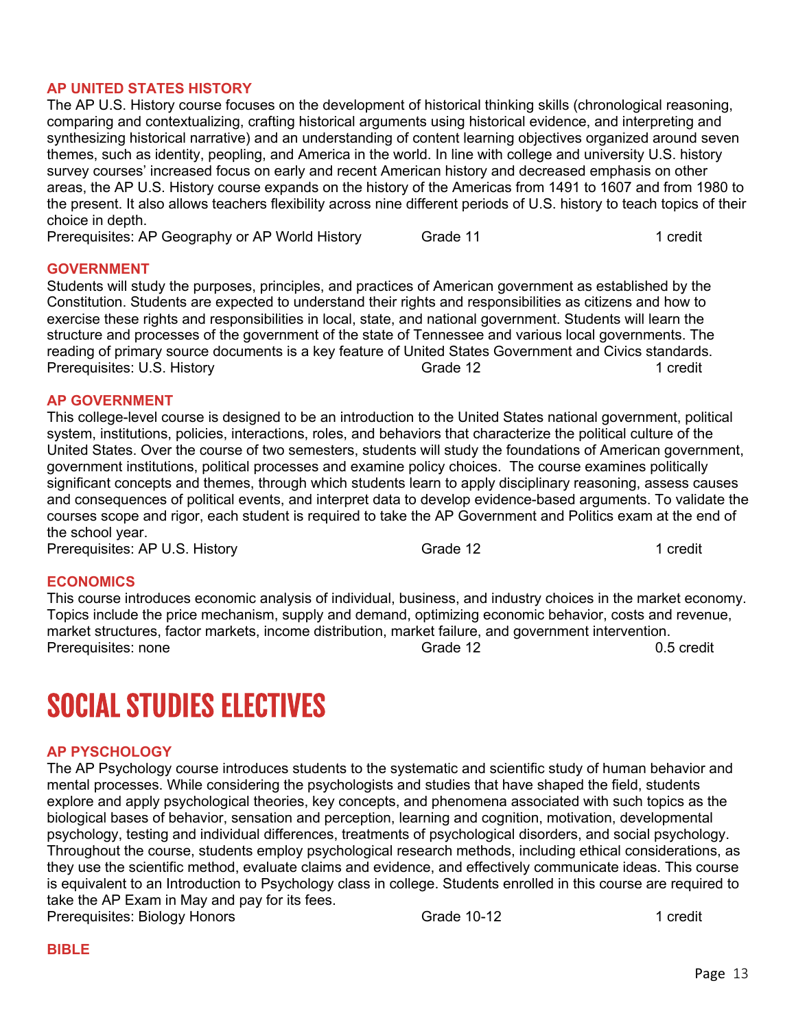### AP UNITED STATES HISTORY

The AP U.S. History course focuses on the development of historical thinking skills (chronological reasoning, comparing and contextualizing, crafting historical arguments using historical evidence, and interpreting and synthesizing historical narrative) and an understanding of content learning objectives organized around seven themes, such as identity, peopling, and America in the world. In line with college and university U.S. history survey courses' increased focus on early and recent American history and decreased emphasis on other areas, the AP U.S. History course expands on the history of the Americas from 1491 to 1607 and from 1980 to the present. It also allows teachers flexibility across nine different periods of U.S. history to teach topics of their choice in depth.

Prerequisites: AP Geography or AP World History | Grade 11 | 1 credit

### GOVERNMENT

Students will study the purposes, principles, and practices of American government as established by the Constitution. Students are expected to understand their rights and responsibilities as citizens and how to exercise these rights and responsibilities in local, state, and national government. Students will learn the structure and processes of the government of the state of Tennessee and various local governments. The reading of primary source documents is a key feature of United States Government and Civics standards.

Prerequisites: U.S. History | Grade 12 | 1 credit

### AP GOVERNMENT

This college-level course is designed to be an introduction to the United States national government, political system, institutions, policies, interactions, roles, and behaviors that characterize the political culture of the United States. Over the course of two semesters, students will study the foundations of American government, government institutions, political processes and examine policy choices. The course examines politically significant concepts and themes, through which students learn to apply disciplinary reasoning, assess causes and consequences of political events, and interpret data to develop evidence-based arguments. To validate the courses scope and rigor, each student is required to take the AP Government and Politics exam at the end of the school year.

Prerequisites: AP U.S. History | Grade 12 | 1 credit

### ECONOMICS

This course introduces economic analysis of individual, business, and industry choices in the market economy. Topics include the price mechanism, supply and demand, optimizing economic behavior, costs and revenue, market structures, factor markets, income distribution, market failure, and government intervention.

Prerequisites: none | Grade 12 | 0.5 credit

# SOCIAL STUDIES ELECTIVES

### AP PYSCHOLOGY

The AP Psychology course introduces students to the systematic and scientific study of human behavior and mental processes. While considering the psychologists and studies that have shaped the field, students explore and apply psychological theories, key concepts, and phenomena associated with such topics as the biological bases of behavior, sensation and perception, learning and cognition, motivation, developmental psychology, testing and individual differences, treatments of psychological disorders, and social psychology. Throughout the course, students employ psychological research methods, including ethical considerations, as they use the scientific method, evaluate claims and evidence, and effectively communicate ideas. This course is equivalent to an Introduction to Psychology class in college. Students enrolled in this course are required to take the AP Exam in May and pay for its fees.

Prerequisites: Biology Honors | Grade 10-12 | 1 credit

### BIBLE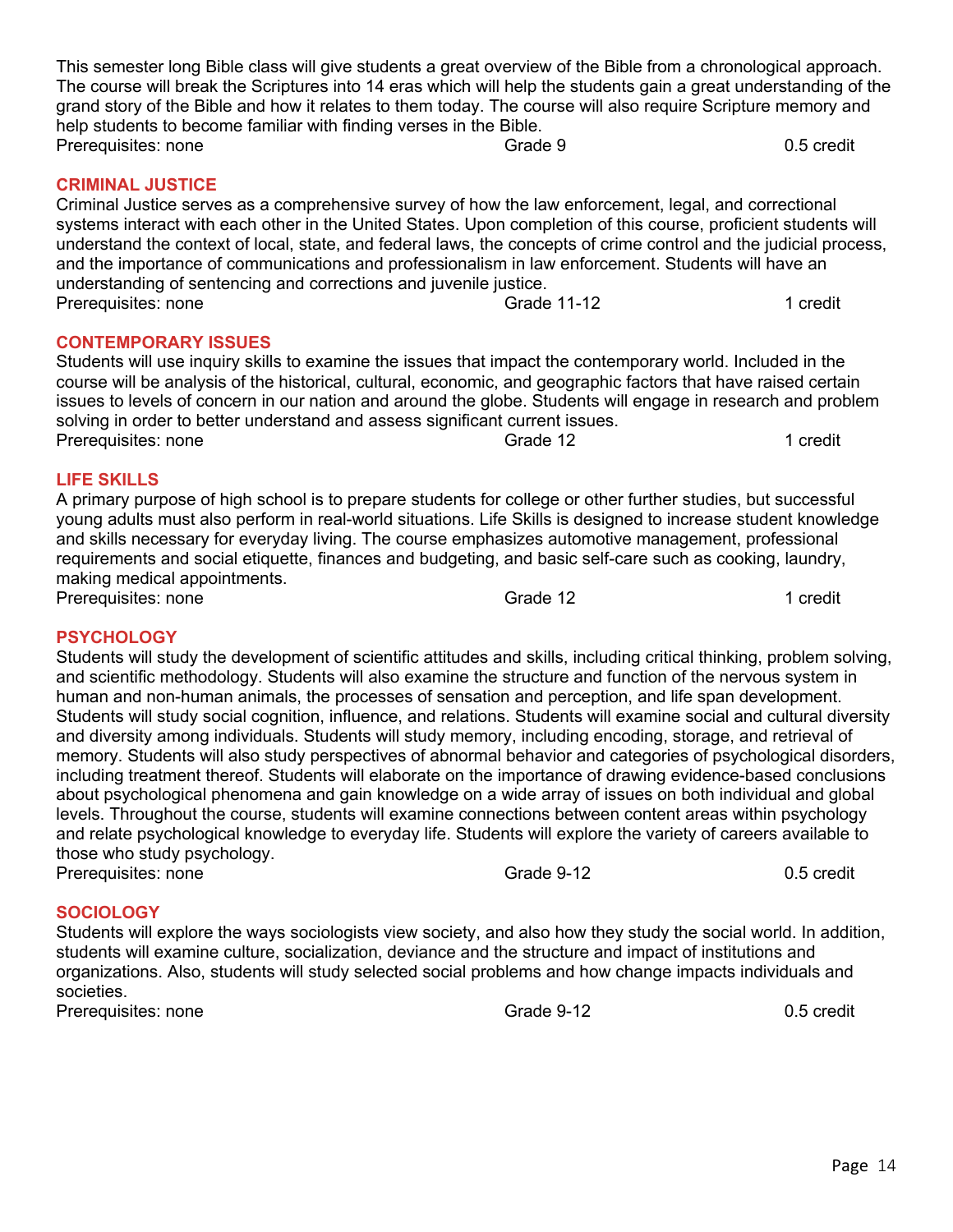This semester long Bible class will give students a great overview of the Bible from a chronological approach. The course will break the Scriptures into 14 eras which will help the students gain a great understanding of the grand story of the Bible and how it relates to them today. The course will also require Scripture memory and help students to become familiar with finding verses in the Bible.

Prerequisites: none | Grade 9 | 0.5 credit

## CRIMINAL JUSTICE

Criminal Justice serves as a comprehensive survey of how the law enforcement, legal, and correctional systems interact with each other in the United States. Upon completion of this course, proficient students will understand the context of local, state, and federal laws, the concepts of crime control and the judicial process, and the importance of communications and professionalism in law enforcement. Students will have an understanding of sentencing and corrections and juvenile justice.

Prerequisites: none | Grade 11-12 | 1 credit

## CONTEMPORARY ISSUES

Students will use inquiry skills to examine the issues that impact the contemporary world. Included in the course will be analysis of the historical, cultural, economic, and geographic factors that have raised certain issues to levels of concern in our nation and around the globe. Students will engage in research and problem solving in order to better understand and assess significant current issues.

Prerequisites: none | Grade 12 | 1 credit

## LIFE SKILLS

A primary purpose of high school is to prepare students for college or other further studies, but successful young adults must also perform in real-world situations. Life Skills is designed to increase student knowledge and skills necessary for everyday living. The course emphasizes automotive management, professional requirements and social etiquette, finances and budgeting, and basic self-care such as cooking, laundry, making medical appointments.

Prerequisites: none | Grade 12 | 1 credit

## PSYCHOLOGY

Students will study the development of scientific attitudes and skills, including critical thinking, problem solving, and scientific methodology. Students will also examine the structure and function of the nervous system in human and non-human animals, the processes of sensation and perception, and life span development. Students will study social cognition, influence, and relations. Students will examine social and cultural diversity and diversity among individuals. Students will study memory, including encoding, storage, and retrieval of memory. Students will also study perspectives of abnormal behavior and categories of psychological disorders, including treatment thereof. Students will elaborate on the importance of drawing evidence-based conclusions about psychological phenomena and gain knowledge on a wide array of issues on both individual and global levels. Throughout the course, students will examine connections between content areas within psychology and relate psychological knowledge to everyday life. Students will explore the variety of careers available to those who study psychology.

Prerequisites: none | Grade 9-12 | 0.5 credit

## SOCIOLOGY

Students will explore the ways sociologists view society, and also how they study the social world. In addition, students will examine culture, socialization, deviance and the structure and impact of institutions and organizations. Also, students will study selected social problems and how change impacts individuals and societies.

Prerequisites: none | Grade 9-12 | 0.5 credit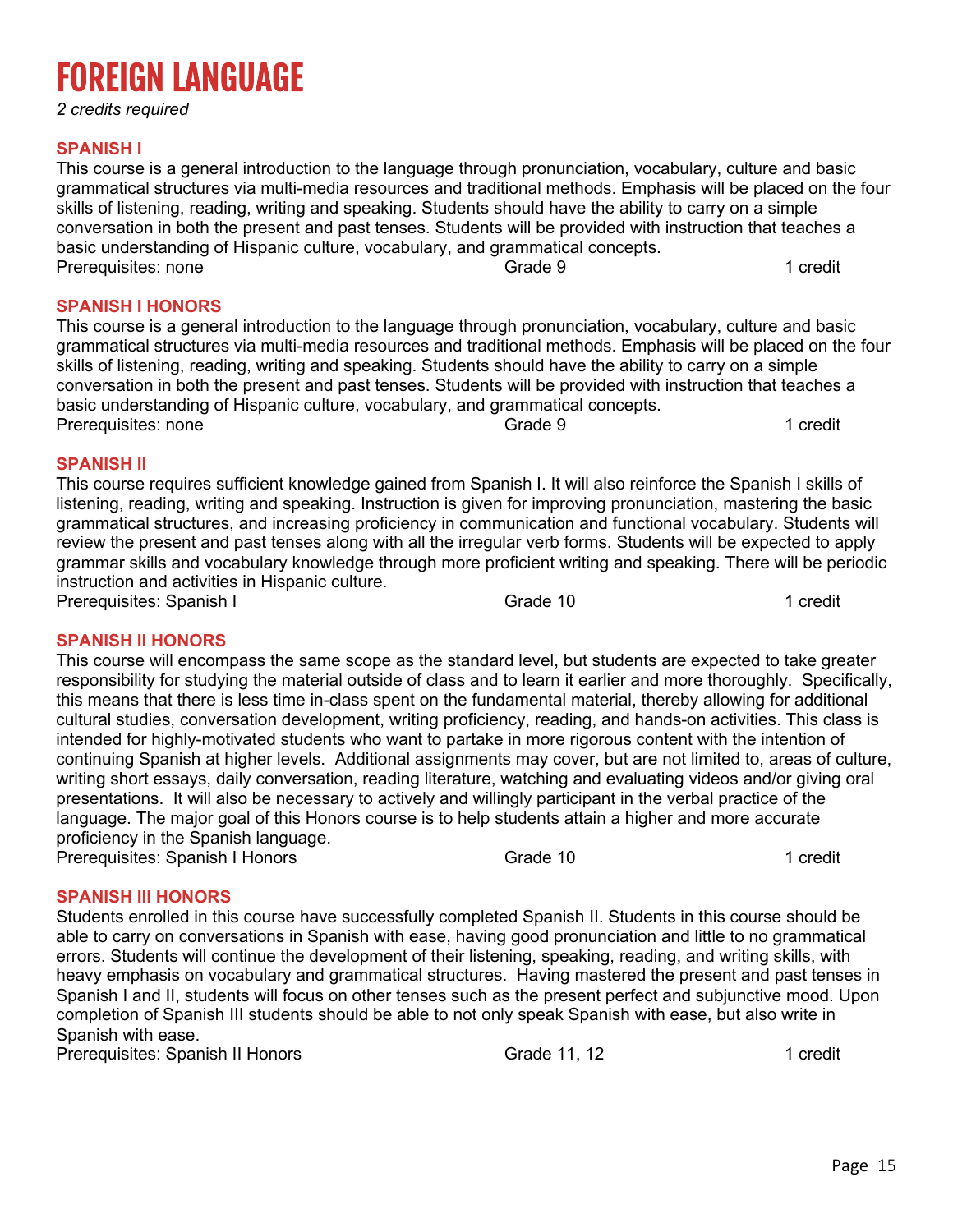# FOREIGN LANGUAGE

*2 credits required*

### SPANISH I

This course is a general introduction to the language through pronunciation, vocabulary, culture and basic grammatical structures via multi-media resources and traditional methods. Emphasis will be placed on the four skills of listening, reading, writing and speaking. Students should have the ability to carry on a simple conversation in both the present and past tenses. Students will be provided with instruction that teaches a basic understanding of Hispanic culture, vocabulary, and grammatical concepts.

Prerequisites: none | Grade 9 | 1 credit

### SPANISH I HONORS

This course is a general introduction to the language through pronunciation, vocabulary, culture and basic grammatical structures via multi-media resources and traditional methods. Emphasis will be placed on the four skills of listening, reading, writing and speaking. Students should have the ability to carry on a simple conversation in both the present and past tenses. Students will be provided with instruction that teaches a basic understanding of Hispanic culture, vocabulary, and grammatical concepts.

Prerequisites: none | Grade 9 | 1 credit

### SPANISH II

This course requires sufficient knowledge gained from Spanish I. It will also reinforce the Spanish I skills of listening, reading, writing and speaking. Instruction is given for improving pronunciation, mastering the basic grammatical structures, and increasing proficiency in communication and functional vocabulary. Students will review the present and past tenses along with all the irregular verb forms. Students will be expected to apply grammar skills and vocabulary knowledge through more proficient writing and speaking. There will be periodic instruction and activities in Hispanic culture.

Prerequisites: Spanish I | Grade 10 | 1 credit

### SPANISH II HONORS

This course will encompass the same scope as the standard level, but students are expected to take greater responsibility for studying the material outside of class and to learn it earlier and more thoroughly. Specifically, this means that there is less time in-class spent on the fundamental material, thereby allowing for additional cultural studies, conversation development, writing proficiency, reading, and hands-on activities. This class is intended for highly-motivated students who want to partake in more rigorous content with the intention of continuing Spanish at higher levels. Additional assignments may cover, but are not limited to, areas of culture, writing short essays, daily conversation, reading literature, watching and evaluating videos and/or giving oral presentations. It will also be necessary to actively and willingly participant in the verbal practice of the language. The major goal of this Honors course is to help students attain a higher and more accurate proficiency in the Spanish language.

Prerequisites: Spanish I Honors | Grade 10 | 1 credit

### SPANISH III HONORS

Students enrolled in this course have successfully completed Spanish II. Students in this course should be able to carry on conversations in Spanish with ease, having good pronunciation and little to no grammatical errors. Students will continue the development of their listening, speaking, reading, and writing skills, with heavy emphasis on vocabulary and grammatical structures. Having mastered the present and past tenses in Spanish I and II, students will focus on other tenses such as the present perfect and subjunctive mood. Upon completion of Spanish III students should be able to not only speak Spanish with ease, but also write in Spanish with ease.

Prerequisites: Spanish II Honors | Grade 11, 12 | 1 credit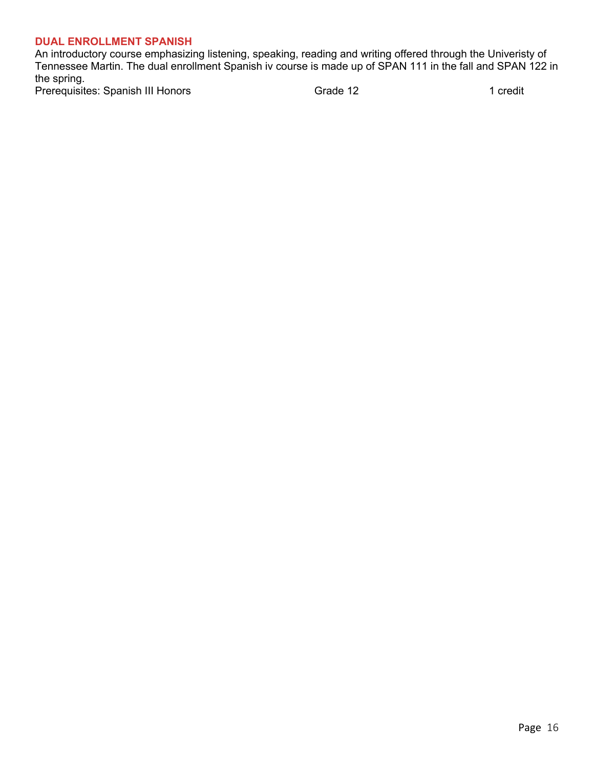### DUAL ENROLLMENT SPANISH

An introductory course emphasizing listening, speaking, reading and writing offered through the Univeristy of Tennessee Martin. The dual enrollment Spanish iv course is made up of SPAN 111 in the fall and SPAN 122 in the spring.

Prerequisites: Spanish III Honors | Grade 12 | 1 credit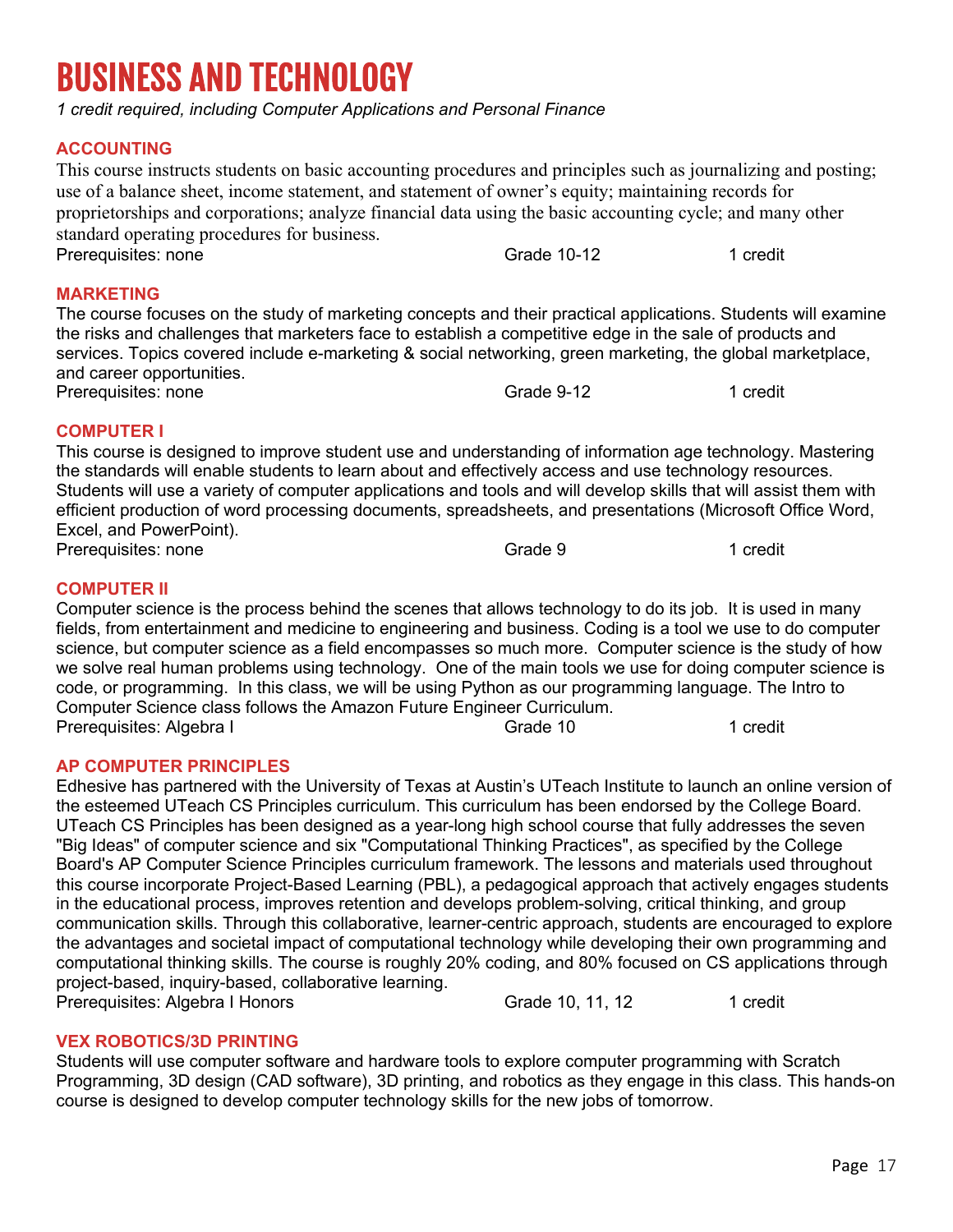# BUSINESS AND TECHNOLOGY

*1 credit required, including Computer Applications and Personal Finance*

## ACCOUNTING

This course instructs students on basic accounting procedures and principles such as journalizing and posting; use of a balance sheet, income statement, and statement of owner's equity; maintaining records for proprietorships and corporations; analyze financial data using the basic accounting cycle; and many other standard operating procedures for business.

Prerequisites: none | Grade 10-12 | 1 credit

## MARKETING

The course focuses on the study of marketing concepts and their practical applications. Students will examine the risks and challenges that marketers face to establish a competitive edge in the sale of products and services. Topics covered include e-marketing & social networking, green marketing, the global marketplace, and career opportunities.

Prerequisites: none | Grade 9-12 | 1 credit

## COMPUTER I

This course is designed to improve student use and understanding of information age technology. Mastering the standards will enable students to learn about and effectively access and use technology resources. Students will use a variety of computer applications and tools and will develop skills that will assist them with efficient production of word processing documents, spreadsheets, and presentations (Microsoft Office Word, Excel, and PowerPoint).

Prerequisites: none | Grade 9 | 1 credit

## COMPUTER II

Computer science is the process behind the scenes that allows technology to do its job. It is used in many fields, from entertainment and medicine to engineering and business. Coding is a tool we use to do computer science, but computer science as a field encompasses so much more. Computer science is the study of how we solve real human problems using technology. One of the main tools we use for doing computer science is code, or programming. In this class, we will be using Python as our programming language. The Intro to Computer Science class follows the Amazon Future Engineer Curriculum.

Prerequisites: Algebra I | Grade 10 | 1 credit

## AP COMPUTER PRINCIPLES

Edhesive has partnered with the University of Texas at Austin's UTeach Institute to launch an online version of the esteemed UTeach CS Principles curriculum. This curriculum has been endorsed by the College Board. UTeach CS Principles has been designed as a year-long high school course that fully addresses the seven "Big Ideas" of computer science and six "Computational Thinking Practices", as specified by the College Board's AP Computer Science Principles curriculum framework. The lessons and materials used throughout this course incorporate Project-Based Learning (PBL), a pedagogical approach that actively engages students in the educational process, improves retention and develops problem-solving, critical thinking, and group communication skills. Through this collaborative, learner-centric approach, students are encouraged to explore the advantages and societal impact of computational technology while developing their own programming and computational thinking skills. The course is roughly 20% coding, and 80% focused on CS applications through project-based, inquiry-based, collaborative learning.

Prerequisites: Algebra I Honors | Grade 10, 11, 12 | 1 credit

## VEX ROBOTICS/3D PRINTING

Students will use computer software and hardware tools to explore computer programming with Scratch Programming, 3D design (CAD software), 3D printing, and robotics as they engage in this class. This hands-on course is designed to develop computer technology skills for the new jobs of tomorrow.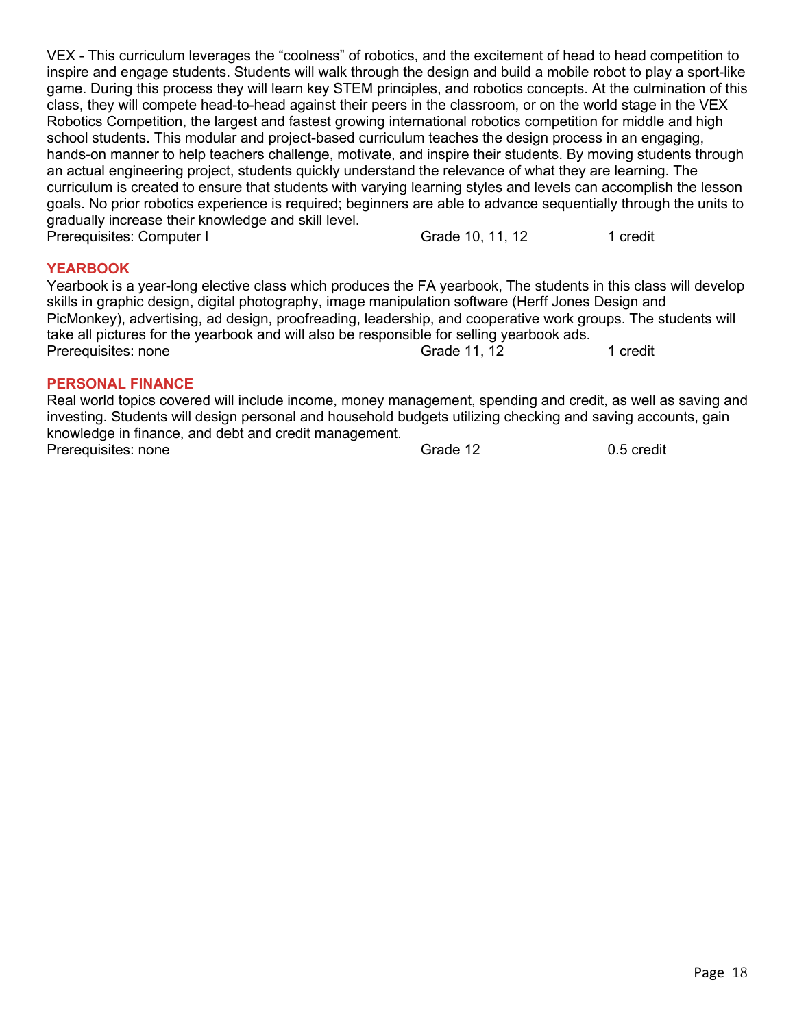VEX - This curriculum leverages the “coolness” of robotics, and the excitement of head to head competition to inspire and engage students. Students will walk through the design and build a mobile robot to play a sport-like game. During this process they will learn key STEM principles, and robotics concepts. At the culmination of this class, they will compete head-to-head against their peers in the classroom, or on the world stage in the VEX Robotics Competition, the largest and fastest growing international robotics competition for middle and high school students. This modular and project-based curriculum teaches the design process in an engaging, hands-on manner to help teachers challenge, motivate, and inspire their students. By moving students through an actual engineering project, students quickly understand the relevance of what they are learning. The curriculum is created to ensure that students with varying learning styles and levels can accomplish the lesson goals. No prior robotics experience is required; beginners are able to advance sequentially through the units to gradually increase their knowledge and skill level.

Prerequisites: Computer I | Grade 10, 11, 12 | 1 credit

## YEARBOOK

Yearbook is a year-long elective class which produces the FA yearbook, The students in this class will develop skills in graphic design, digital photography, image manipulation software (Herff Jones Design and PicMonkey), advertising, ad design, proofreading, leadership, and cooperative work groups. The students will take all pictures for the yearbook and will also be responsible for selling yearbook ads.

Prerequisites: none | Grade 11, 12 | 1 credit

## PERSONAL FINANCE

Real world topics covered will include income, money management, spending and credit, as well as saving and investing. Students will design personal and household budgets utilizing checking and saving accounts, gain knowledge in finance, and debt and credit management.

Prerequisites: none | Grade 12 | 0.5 credit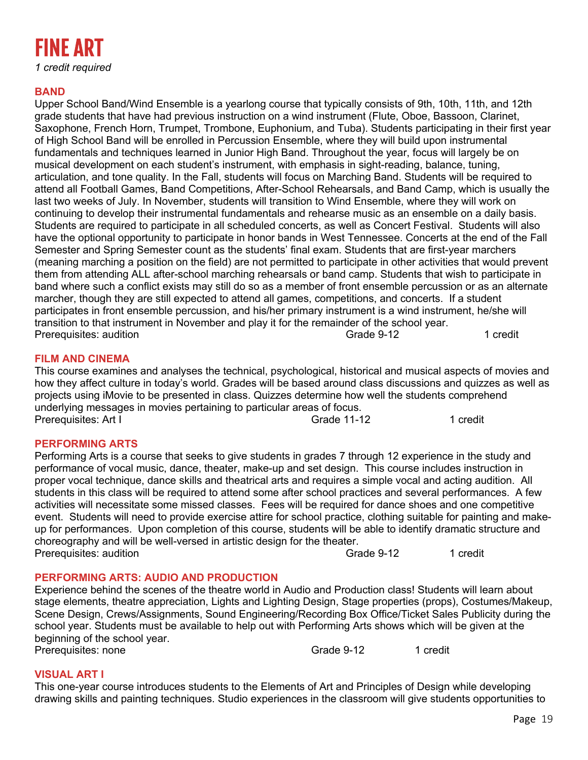# FINE ART

*1 credit required*

## BAND

Upper School Band/Wind Ensemble is a yearlong course that typically consists of 9th, 10th, 11th, and 12th grade students that have had previous instruction on a wind instrument (Flute, Oboe, Bassoon, Clarinet, Saxophone, French Horn, Trumpet, Trombone, Euphonium, and Tuba). Students participating in their first year of High School Band will be enrolled in Percussion Ensemble, where they will build upon instrumental fundamentals and techniques learned in Junior High Band. Throughout the year, focus will largely be on musical development on each student's instrument, with emphasis in sight-reading, balance, tuning, articulation, and tone quality. In the Fall, students will focus on Marching Band. Students will be required to attend all Football Games, Band Competitions, After-School Rehearsals, and Band Camp, which is usually the last two weeks of July. In November, students will transition to Wind Ensemble, where they will work on continuing to develop their instrumental fundamentals and rehearse music as an ensemble on a daily basis. Students are required to participate in all scheduled concerts, as well as Concert Festival. Students will also have the optional opportunity to participate in honor bands in West Tennessee. Concerts at the end of the Fall Semester and Spring Semester count as the students' final exam. Students that are first-year marchers (meaning marching a position on the field) are not permitted to participate in other activities that would prevent them from attending ALL after-school marching rehearsals or band camp. Students that wish to participate in band where such a conflict exists may still do so as a member of front ensemble percussion or as an alternate marcher, though they are still expected to attend all games, competitions, and concerts. If a student participates in front ensemble percussion, and his/her primary instrument is a wind instrument, he/she will transition to that instrument in November and play it for the remainder of the school year.

Prerequisites: audition Grade 9-12 1 credit

## FILM AND CINEMA

This course examines and analyses the technical, psychological, historical and musical aspects of movies and how they affect culture in today's world. Grades will be based around class discussions and quizzes as well as projects using iMovie to be presented in class. Quizzes determine how well the students comprehend underlying messages in movies pertaining to particular areas of focus.

Prerequisites: Art I Grade 11-12 1 credit

## PERFORMING ARTS

Performing Arts is a course that seeks to give students in grades 7 through 12 experience in the study and performance of vocal music, dance, theater, make-up and set design. This course includes instruction in proper vocal technique, dance skills and theatrical arts and requires a simple vocal and acting audition. All students in this class will be required to attend some after school practices and several performances. A few activities will necessitate some missed classes. Fees will be required for dance shoes and one competitive event. Students will need to provide exercise attire for school practice, clothing suitable for painting and make-up for performances. Upon completion of this course, students will be able to identify dramatic structure and choreography and will be well-versed in artistic design for the theater.

Prerequisites: audition Grade 9-12 1 credit

## PERFORMING ARTS: AUDIO AND PRODUCTION

Experience behind the scenes of the theatre world in Audio and Production class! Students will learn about stage elements, theatre appreciation, Lights and Lighting Design, Stage properties (props), Costumes/Makeup, Scene Design, Crews/Assignments, Sound Engineering/Recording Box Office/Ticket Sales Publicity during the school year. Students must be available to help out with Performing Arts shows which will be given at the beginning of the school year.

Prerequisites: none Grade 9-12 1 credit

## VISUAL ART I

This one-year course introduces students to the Elements of Art and Principles of Design while developing drawing skills and painting techniques. Studio experiences in the classroom will give students opportunities to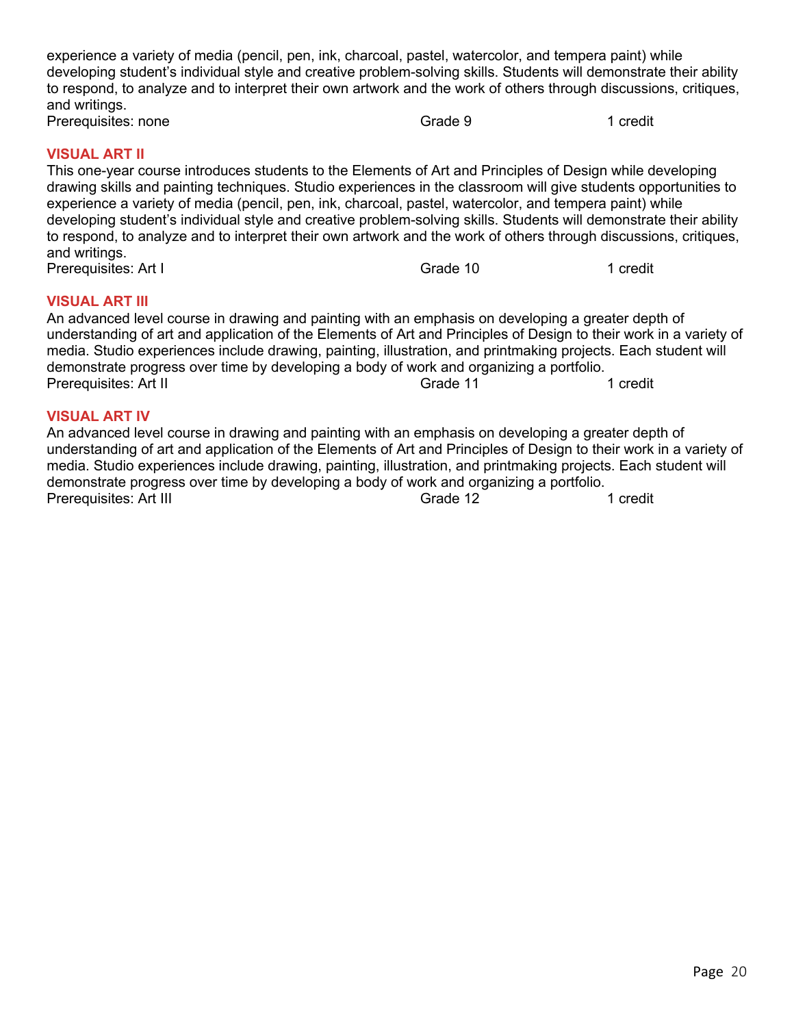experience a variety of media (pencil, pen, ink, charcoal, pastel, watercolor, and tempera paint) while developing student's individual style and creative problem-solving skills. Students will demonstrate their ability to respond, to analyze and to interpret their own artwork and the work of others through discussions, critiques, and writings.

Prerequisites: none    Grade 9    1 credit

### VISUAL ART II

This one-year course introduces students to the Elements of Art and Principles of Design while developing drawing skills and painting techniques. Studio experiences in the classroom will give students opportunities to experience a variety of media (pencil, pen, ink, charcoal, pastel, watercolor, and tempera paint) while developing student's individual style and creative problem-solving skills. Students will demonstrate their ability to respond, to analyze and to interpret their own artwork and the work of others through discussions, critiques, and writings.

Prerequisites: Art I    Grade 10    1 credit

### VISUAL ART III

An advanced level course in drawing and painting with an emphasis on developing a greater depth of understanding of art and application of the Elements of Art and Principles of Design to their work in a variety of media. Studio experiences include drawing, painting, illustration, and printmaking projects. Each student will demonstrate progress over time by developing a body of work and organizing a portfolio.

Prerequisites: Art II    Grade 11    1 credit

### VISUAL ART IV

An advanced level course in drawing and painting with an emphasis on developing a greater depth of understanding of art and application of the Elements of Art and Principles of Design to their work in a variety of media. Studio experiences include drawing, painting, illustration, and printmaking projects. Each student will demonstrate progress over time by developing a body of work and organizing a portfolio.

Prerequisites: Art III    Grade 12    1 credit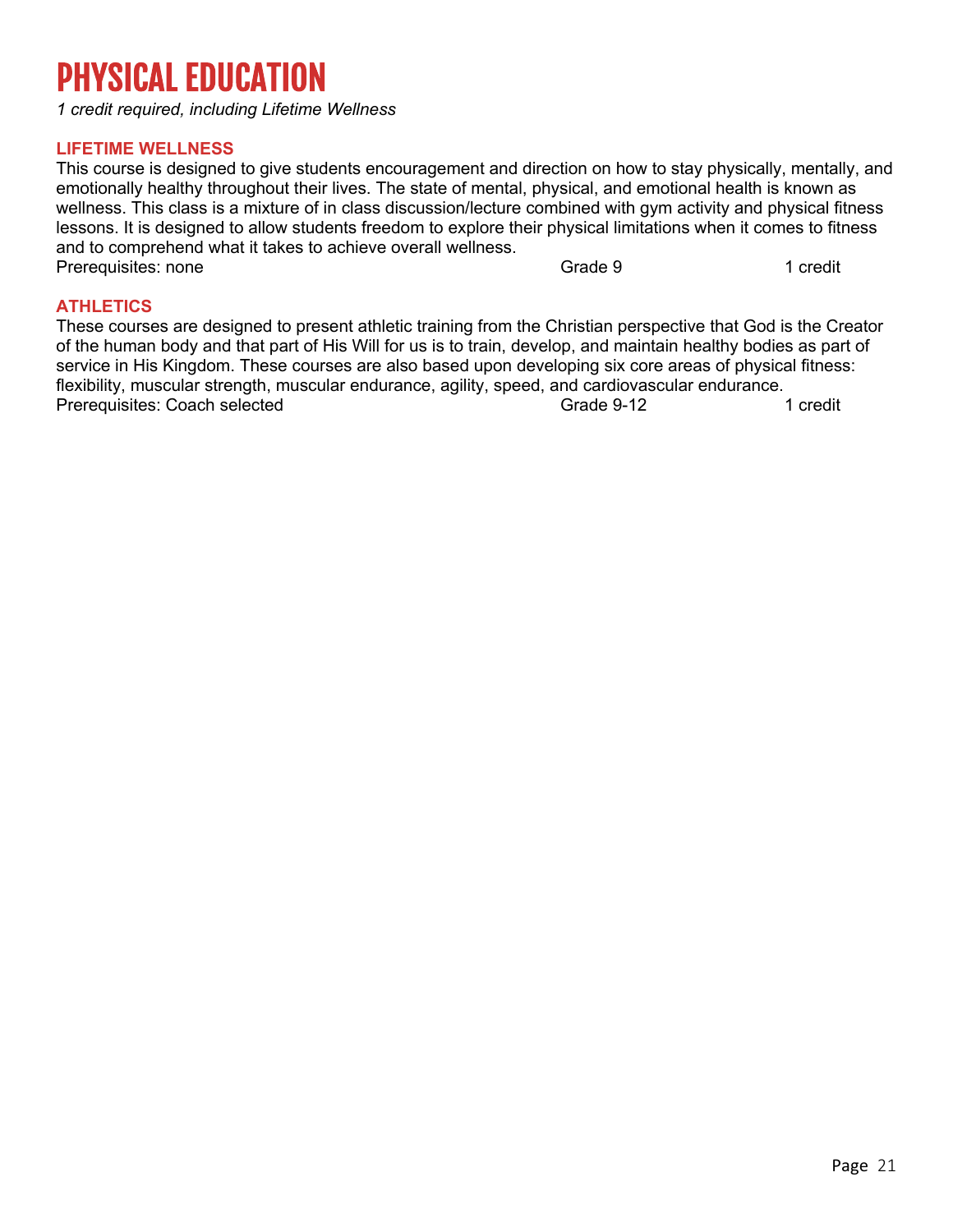# PHYSICAL EDUCATION

*1 credit required, including Lifetime Wellness*

## LIFETIME WELLNESS

This course is designed to give students encouragement and direction on how to stay physically, mentally, and emotionally healthy throughout their lives. The state of mental, physical, and emotional health is known as wellness. This class is a mixture of in class discussion/lecture combined with gym activity and physical fitness lessons. It is designed to allow students freedom to explore their physical limitations when it comes to fitness and to comprehend what it takes to achieve overall wellness.

Prerequisites: none | Grade 9 | 1 credit

## ATHLETICS

These courses are designed to present athletic training from the Christian perspective that God is the Creator of the human body and that part of His Will for us is to train, develop, and maintain healthy bodies as part of service in His Kingdom. These courses are also based upon developing six core areas of physical fitness: flexibility, muscular strength, muscular endurance, agility, speed, and cardiovascular endurance.

Prerequisites: Coach selected | Grade 9-12 | 1 credit